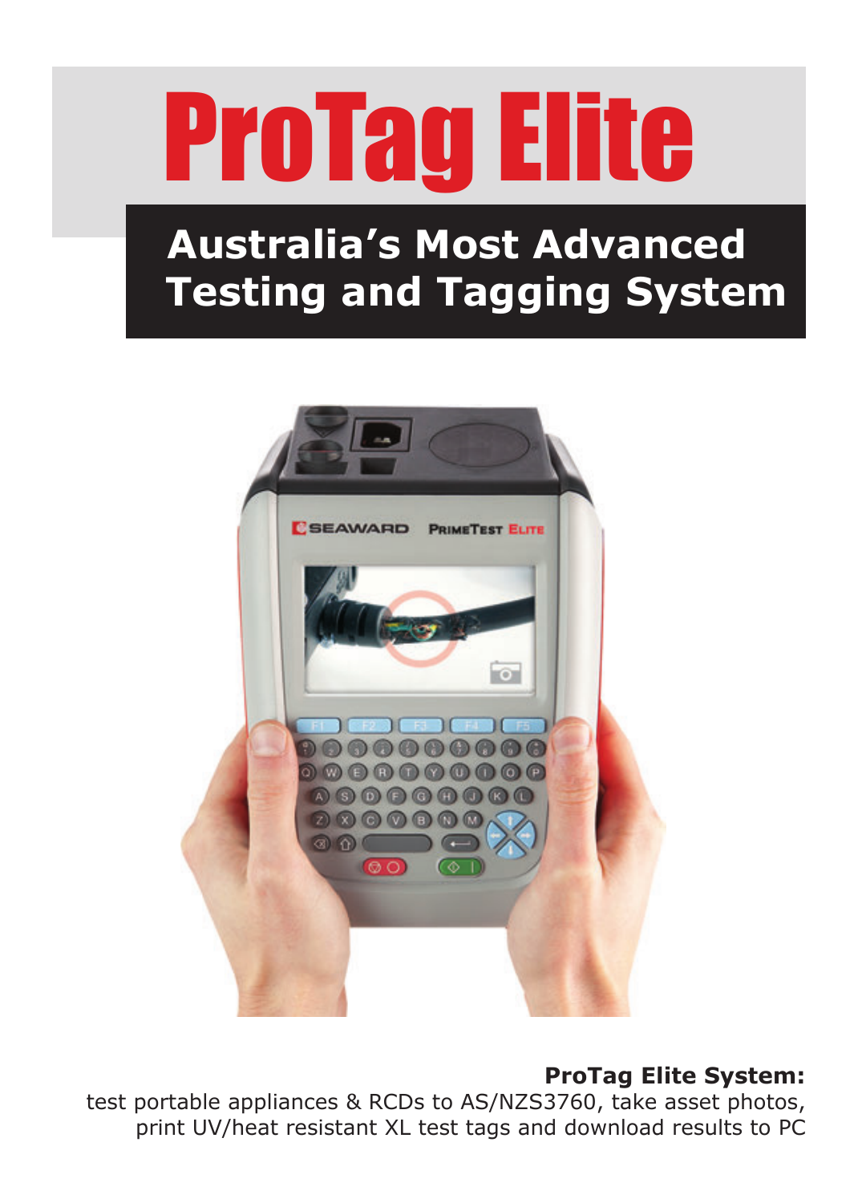# ProTag Elite

## Australia's Most Advanced Testing and Tagging System

**ProTag Elite System:**
test portable appliances & RCDs to AS/NZS3760, take asset photos, print UV/heat resistant XL test tags and download results to PC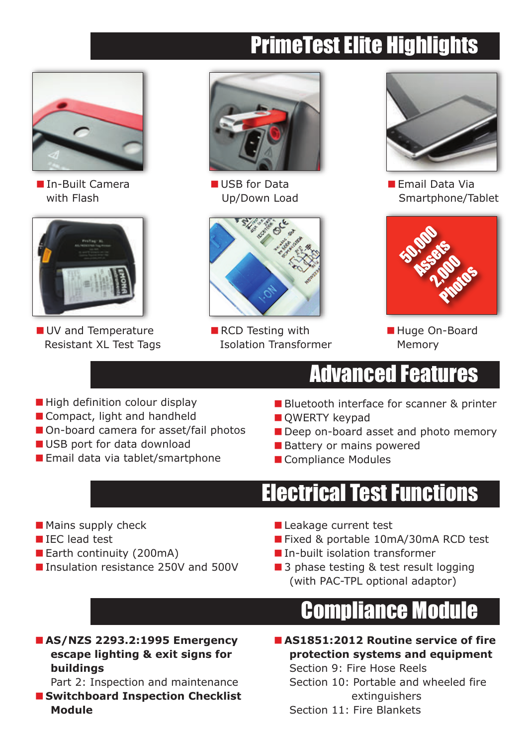## PrimeTest Elite Highlights

- In-Built Camera with Flash
- USB for Data Up/Down Load
- Email Data Via Smartphone/Tablet
- UV and Temperature Resistant XL Test Tags
- RCD Testing with Isolation Transformer
- Huge On-Board Memory

50,000 Assets 2,000 Photos

## Advanced Features

- High definition colour display
- Compact, light and handheld
- On-board camera for asset/fail photos
- USB port for data download
- Email data via tablet/smartphone
- Bluetooth interface for scanner & printer
- QWERTY keypad
- Deep on-board asset and photo memory
- Battery or mains powered
- Compliance Modules

## Electrical Test Functions

- Mains supply check
- IEC lead test
- Earth continuity (200mA)
- Insulation resistance 250V and 500V
- Leakage current test
- Fixed & portable 10mA/30mA RCD test
- In-built isolation transformer
- 3 phase testing & test result logging (with PAC-TPL optional adaptor)

## Compliance Module

- **AS/NZS 2293.2:1995 Emergency escape lighting & exit signs for buildings**
  Part 2: Inspection and maintenance
- **Switchboard Inspection Checklist Module**
- **AS1851:2012 Routine service of fire protection systems and equipment**
  Section 9: Fire Hose Reels
  Section 10: Portable and wheeled fire extinguishers
  Section 11: Fire Blankets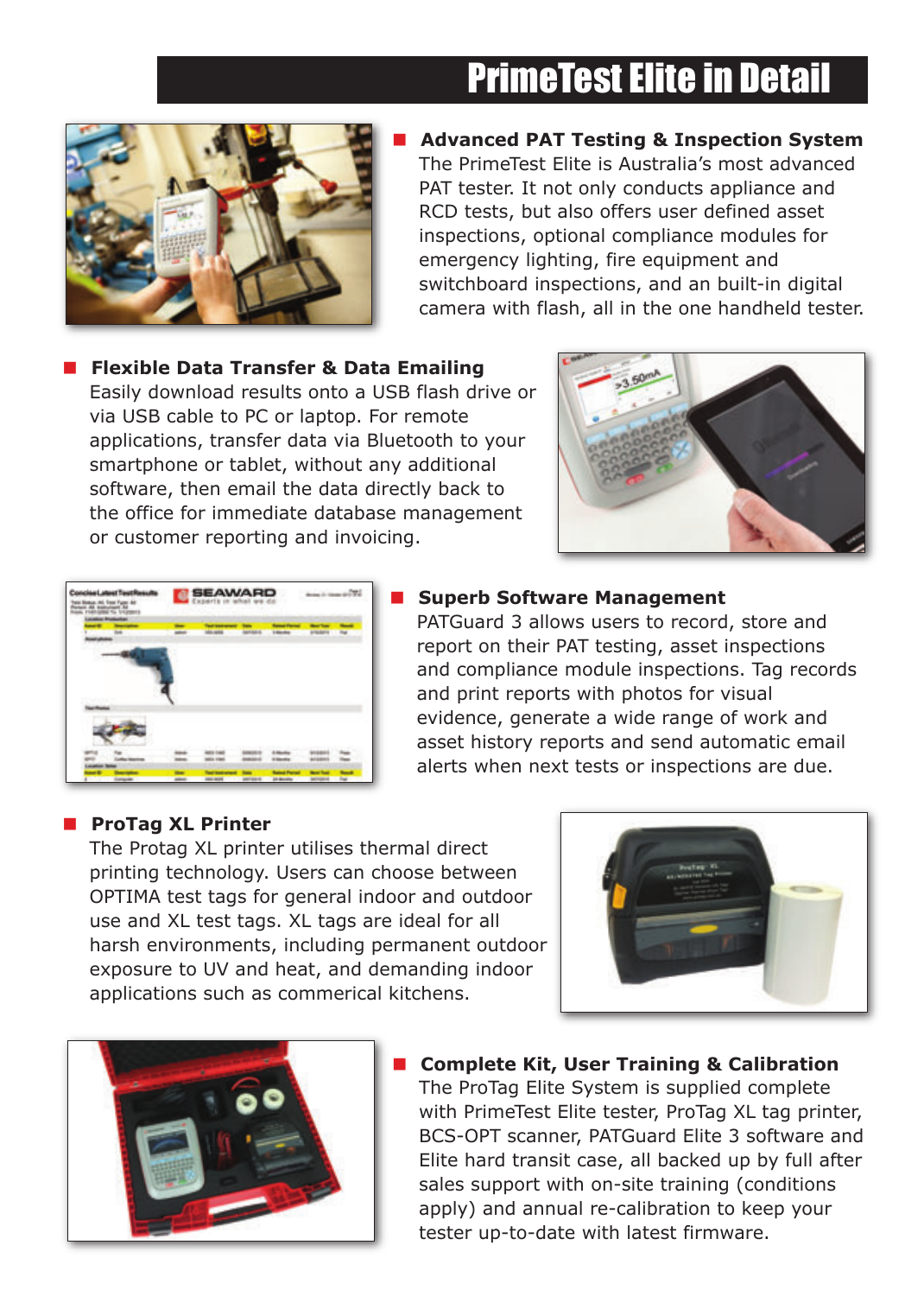# PrimeTest Elite in Detail

## Advanced PAT Testing & Inspection System

The PrimeTest Elite is Australia's most advanced PAT tester. It not only conducts appliance and RCD tests, but also offers user defined asset inspections, optional compliance modules for emergency lighting, fire equipment and switchboard inspections, and an built-in digital camera with flash, all in the one handheld tester.

## Flexible Data Transfer & Data Emailing

Easily download results onto a USB flash drive or via USB cable to PC or laptop. For remote applications, transfer data via Bluetooth to your smartphone or tablet, without any additional software, then email the data directly back to the office for immediate database management or customer reporting and invoicing.

## Superb Software Management

PATGuard 3 allows users to record, store and report on their PAT testing, asset inspections and compliance module inspections. Tag records and print reports with photos for visual evidence, generate a wide range of work and asset history reports and send automatic email alerts when next tests or inspections are due.

## ProTag XL Printer

The Protag XL printer utilises thermal direct printing technology. Users can choose between OPTIMA test tags for general indoor and outdoor use and XL test tags. XL tags are ideal for all harsh environments, including permanent outdoor exposure to UV and heat, and demanding indoor applications such as commerical kitchens.

## Complete Kit, User Training & Calibration

The ProTag Elite System is supplied complete with PrimeTest Elite tester, ProTag XL tag printer, BCS-OPT scanner, PATGuard Elite 3 software and Elite hard transit case, all backed up by full after sales support with on-site training (conditions apply) and annual re-calibration to keep your tester up-to-date with latest firmware.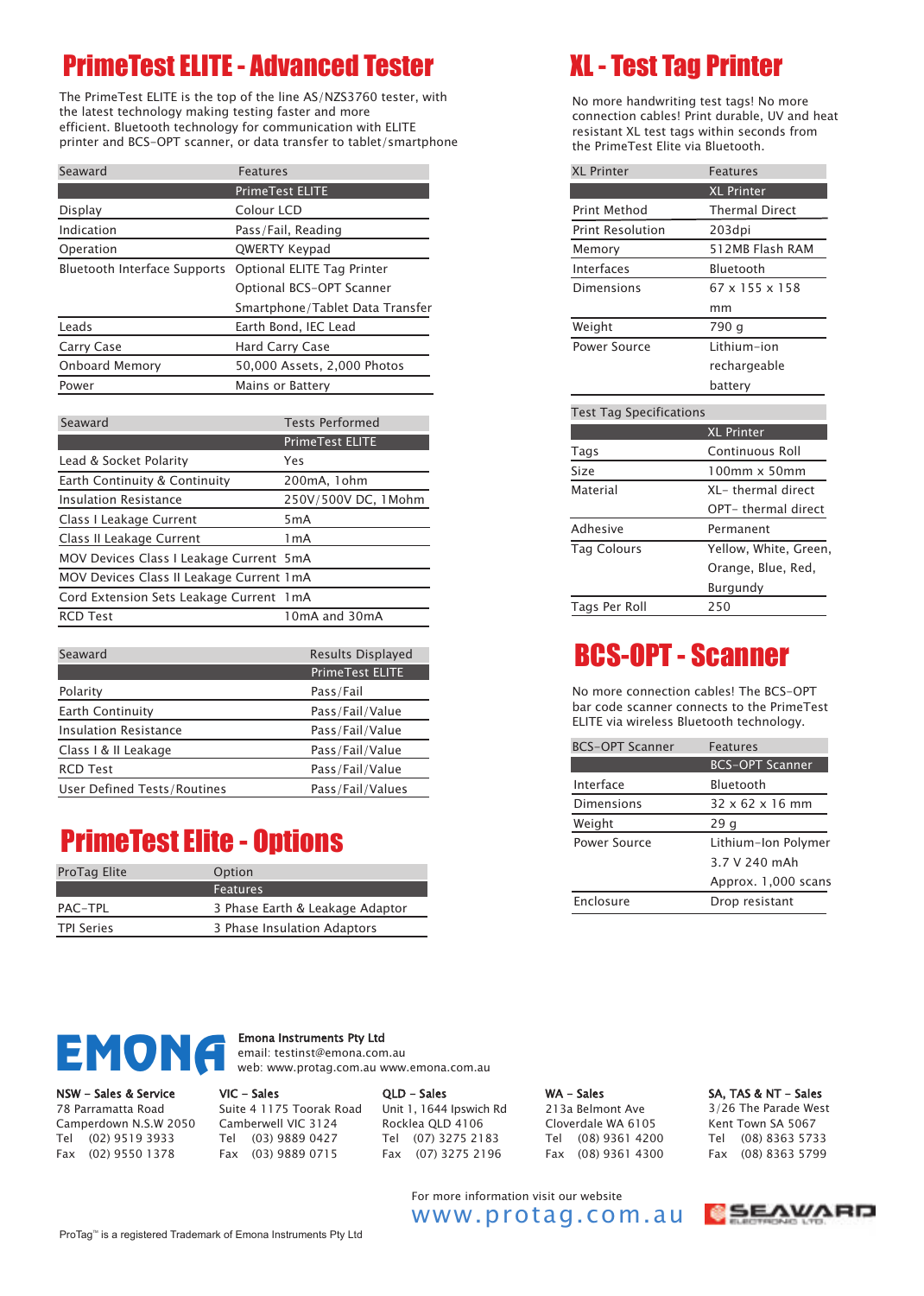# PrimeTest ELITE - Advanced Tester

The PrimeTest ELITE is the top of the line AS/NZS3760 tester, with the latest technology making testing faster and more efficient. Bluetooth technology for communication with ELITE printer and BCS-OPT scanner, or data transfer to tablet/smartphone

| Seaward | Features |
|---|---|
| | PrimeTest ELITE |
| Display | Colour LCD |
| Indication | Pass/Fail, Reading |
| Operation | QWERTY Keypad |
| Bluetooth Interface Supports | Optional ELITE Tag Printer<br>Optional BCS-OPT Scanner<br>Smartphone/Tablet Data Transfer |
| Leads | Earth Bond, IEC Lead |
| Carry Case | Hard Carry Case |
| Onboard Memory | 50,000 Assets, 2,000 Photos |
| Power | Mains or Battery |

| Seaward | Tests Performed |
|---|---|
| | PrimeTest ELITE |
| Lead & Socket Polarity | Yes |
| Earth Continuity & Continuity | 200mA, 1ohm |
| Insulation Resistance | 250V/500V DC, 1Mohm |
| Class I Leakage Current | 5mA |
| Class II Leakage Current | 1mA |
| MOV Devices Class I Leakage Current | 5mA |
| MOV Devices Class II Leakage Current | 1mA |
| Cord Extension Sets Leakage Current | 1mA |
| RCD Test | 10mA and 30mA |

| Seaward | Results Displayed |
|---|---|
| | PrimeTest ELITE |
| Polarity | Pass/Fail |
| Earth Continuity | Pass/Fail/Value |
| Insulation Resistance | Pass/Fail/Value |
| Class I & II Leakage | Pass/Fail/Value |
| RCD Test | Pass/Fail/Value |
| User Defined Tests/Routines | Pass/Fail/Values |

# PrimeTest Elite - Options

| ProTag Elite | Option |
|---|---|
| | Features |
| PAC-TPL | 3 Phase Earth & Leakage Adaptor |
| TPI Series | 3 Phase Insulation Adaptors |

# XL - Test Tag Printer

No more handwriting test tags! No more connection cables! Print durable, UV and heat resistant XL test tags within seconds from the PrimeTest Elite via Bluetooth.

| XL Printer | Features |
|---|---|
| | XL Printer |
| Print Method | Thermal Direct |
| Print Resolution | 203dpi |
| Memory | 512MB Flash RAM |
| Interfaces | Bluetooth |
| Dimensions | 67 x 155 x 158 mm |
| Weight | 790 g |
| Power Source | Lithium-ion rechargeable battery |

| Test Tag Specifications | |
|---|---|
| | XL Printer |
| Tags | Continuous Roll |
| Size | 100mm x 50mm |
| Material | XL- thermal direct<br>OPT- thermal direct |
| Adhesive | Permanent |
| Tag Colours | Yellow, White, Green, Orange, Blue, Red, Burgundy |
| Tags Per Roll | 250 |

# BCS-OPT - Scanner

No more connection cables! The BCS-OPT bar code scanner connects to the PrimeTest ELITE via wireless Bluetooth technology.

| BCS-OPT Scanner | Features |
|---|---|
| | BCS-OPT Scanner |
| Interface | Bluetooth |
| Dimensions | 32 x 62 x 16 mm |
| Weight | 29 g |
| Power Source | Lithium-Ion Polymer<br>3.7 V 240 mAh<br>Approx. 1,000 scans |
| Enclosure | Drop resistant |

EMONA

**Emona Instruments Pty Ltd**
email: testinst@emona.com.au
web: www.protag.com.au www.emona.com.au

**NSW - Sales & Service**
78 Parramatta Road
Camperdown N.S.W 2050
Tel (02) 9519 3933
Fax (02) 9550 1378

**VIC - Sales**
Suite 4 1175 Toorak Road
Camberwell VIC 3124
Tel (03) 9889 0427
Fax (03) 9889 0715

**QLD - Sales**
Unit 1, 1644 Ipswich Rd
Rocklea QLD 4106
Tel (07) 3275 2183
Fax (07) 3275 2196

**WA - Sales**
213a Belmont Ave
Cloverdale WA 6105
Tel (08) 9361 4200
Fax (08) 9361 4300

**SA, TAS & NT - Sales**
3/26 The Parade West
Kent Town SA 5067
Tel (08) 8363 5733
Fax (08) 8363 5799

For more information visit our website
www.protag.com.au

SEAWARD

ProTag™ is a registered Trademark of Emona Instruments Pty Ltd